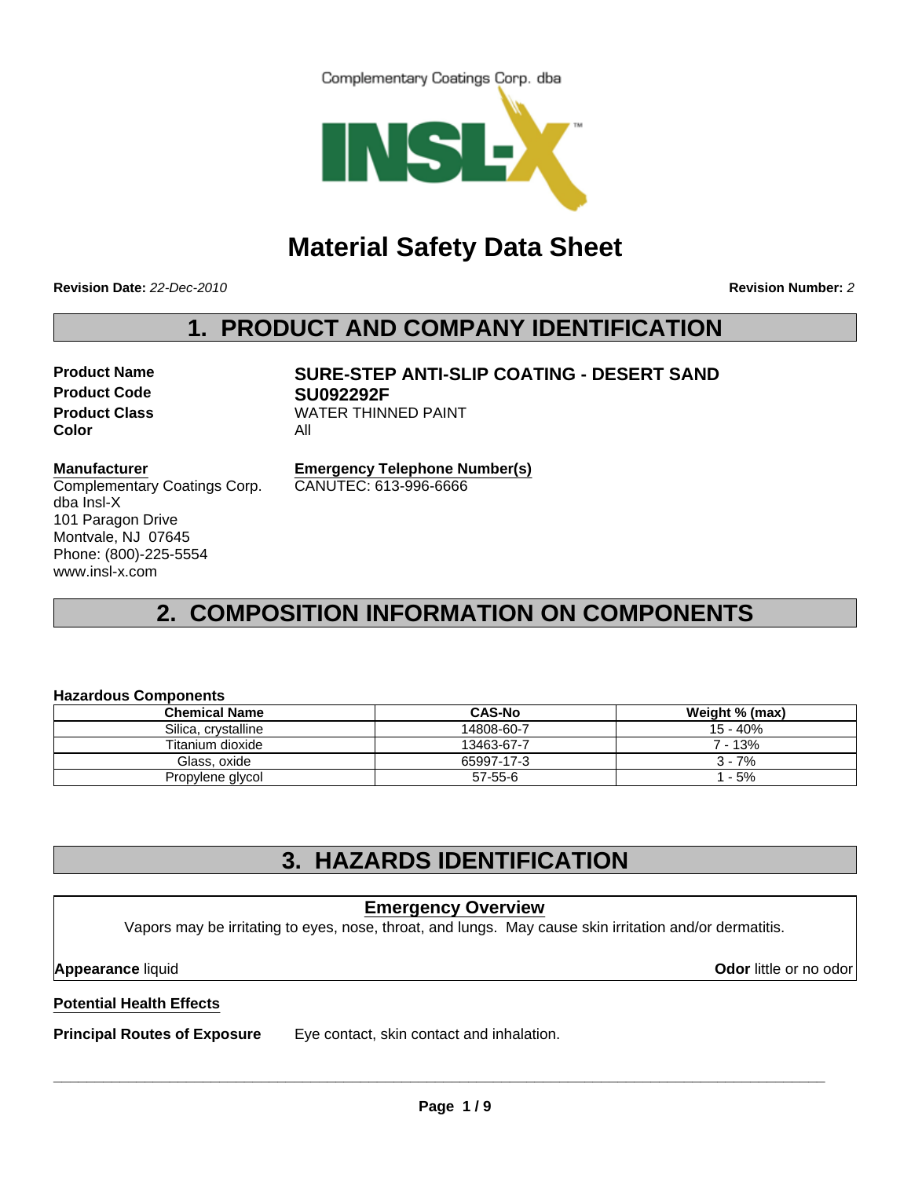Complementary Coatings Corp. dba

INSL-X

# Material Safety Data Sheet

**Revision Date:** *22-Dec-2010*  **Revision Number:** *2*

## 1. PRODUCT AND COMPANY IDENTIFICATION

**Product Name** **SURE-STEP ANTI-SLIP COATING - DESERT SAND**
**Product Code** **SU092292F**
**Product Class** WATER THINNED PAINT
**Color** All

**Manufacturer**
Complementary Coatings Corp.
dba Insl-X
101 Paragon Drive
Montvale, NJ 07645
Phone: (800)-225-5554
www.insl-x.com

**Emergency Telephone Number(s)**
CANUTEC: 613-996-6666

## 2. COMPOSITION INFORMATION ON COMPONENTS

**Hazardous Components**

| Chemical Name | CAS-No | Weight % (max) |
|---|---|---|
| Silica, crystalline | 14808-60-7 | 15 - 40% |
| Titanium dioxide | 13463-67-7 | 7 - 13% |
| Glass, oxide | 65997-17-3 | 3 - 7% |
| Propylene glycol | 57-55-6 | 1 - 5% |

## 3. HAZARDS IDENTIFICATION

**Emergency Overview**

Vapors may be irritating to eyes, nose, throat, and lungs. May cause skin irritation and/or dermatitis.

**Appearance** liquid  **Odor** little or no odor

**Potential Health Effects**

**Principal Routes of Exposure** Eye contact, skin contact and inhalation.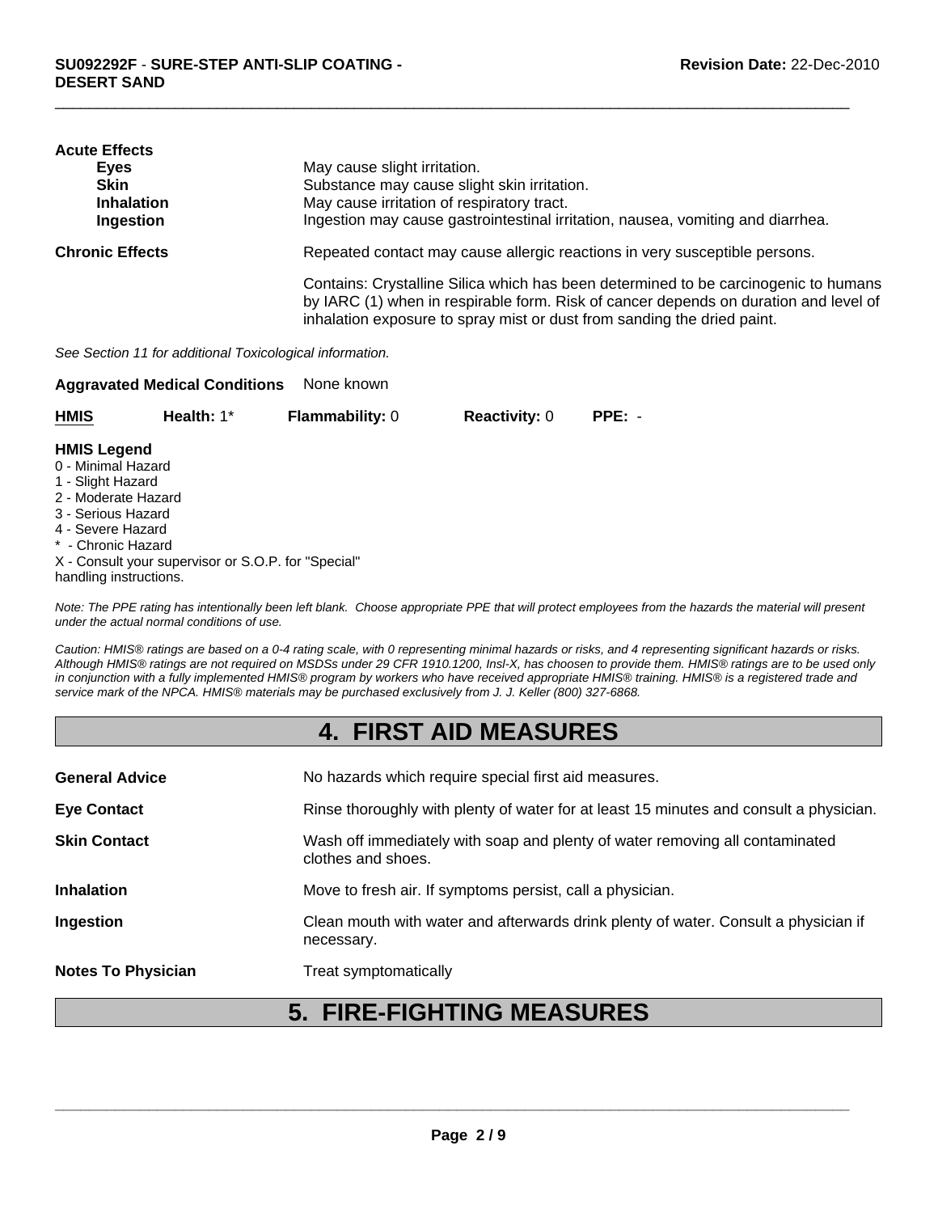**Acute Effects**

| | |
|---|---|
| **Eyes** | May cause slight irritation. |
| **Skin** | Substance may cause slight skin irritation. |
| **Inhalation** | May cause irritation of respiratory tract. |
| **Ingestion** | Ingestion may cause gastrointestinal irritation, nausea, vomiting and diarrhea. |

**Chronic Effects** Repeated contact may cause allergic reactions in very susceptible persons.

Contains: Crystalline Silica which has been determined to be carcinogenic to humans by IARC (1) when in respirable form. Risk of cancer depends on duration and level of inhalation exposure to spray mist or dust from sanding the dried paint.

*See Section 11 for additional Toxicological information.*

**Aggravated Medical Conditions** None known

| **HMIS** | **Health:** 1* | **Flammability:** 0 | **Reactivity:** 0 | **PPE:** - |
|---|---|---|---|---|

**HMIS Legend**

0 - Minimal Hazard
1 - Slight Hazard
2 - Moderate Hazard
3 - Serious Hazard
4 - Severe Hazard
* - Chronic Hazard
X - Consult your supervisor or S.O.P. for "Special" handling instructions.

*Note: The PPE rating has intentionally been left blank. Choose appropriate PPE that will protect employees from the hazards the material will present under the actual normal conditions of use.*

*Caution: HMIS® ratings are based on a 0-4 rating scale, with 0 representing minimal hazards or risks, and 4 representing significant hazards or risks. Although HMIS® ratings are not required on MSDSs under 29 CFR 1910.1200, Insl-X, has choosen to provide them. HMIS® ratings are to be used only in conjunction with a fully implemented HMIS® program by workers who have received appropriate HMIS® training. HMIS® is a registered trade and service mark of the NPCA. HMIS® materials may be purchased exclusively from J. J. Keller (800) 327-6868.*

# 4. FIRST AID MEASURES

| | |
|---|---|
| **General Advice** | No hazards which require special first aid measures. |
| **Eye Contact** | Rinse thoroughly with plenty of water for at least 15 minutes and consult a physician. |
| **Skin Contact** | Wash off immediately with soap and plenty of water removing all contaminated clothes and shoes. |
| **Inhalation** | Move to fresh air. If symptoms persist, call a physician. |
| **Ingestion** | Clean mouth with water and afterwards drink plenty of water. Consult a physician if necessary. |
| **Notes To Physician** | Treat symptomatically |

# 5. FIRE-FIGHTING MEASURES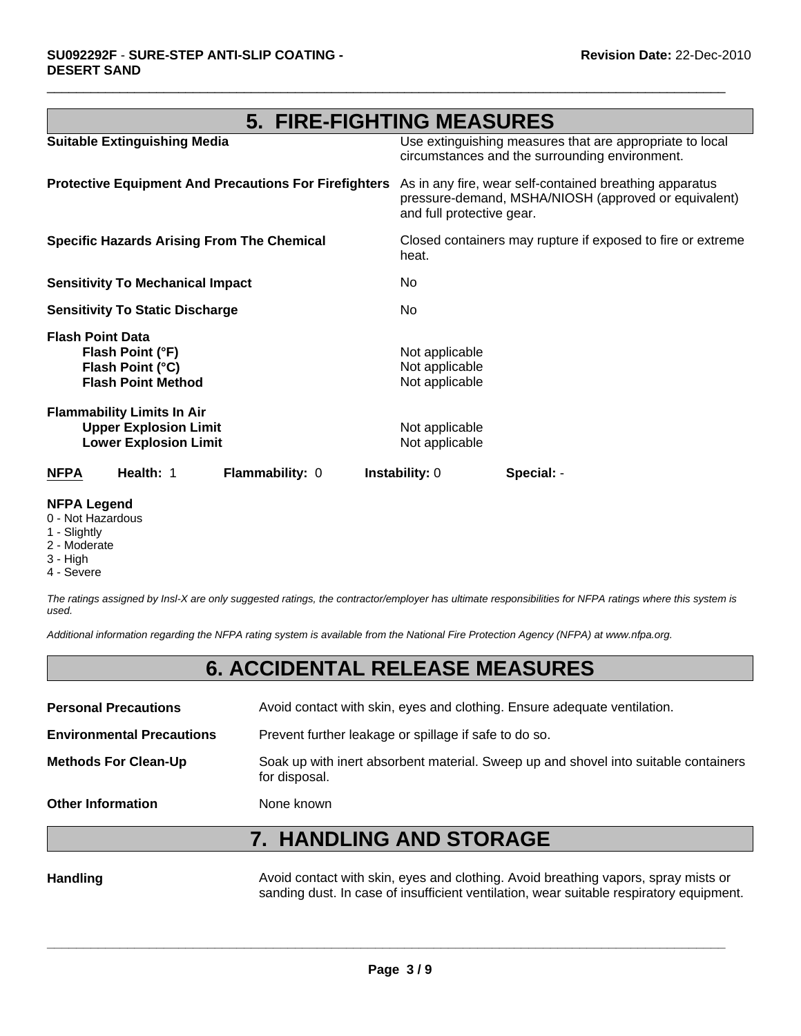## 5. FIRE-FIGHTING MEASURES

| | |
|---|---|
| **Suitable Extinguishing Media** | Use extinguishing measures that are appropriate to local circumstances and the surrounding environment. |
| **Protective Equipment And Precautions For Firefighters** | As in any fire, wear self-contained breathing apparatus pressure-demand, MSHA/NIOSH (approved or equivalent) and full protective gear. |
| **Specific Hazards Arising From The Chemical** | Closed containers may rupture if exposed to fire or extreme heat. |
| **Sensitivity To Mechanical Impact** | No |
| **Sensitivity To Static Discharge** | No |

**Flash Point Data**

| | |
|---|---|
| **Flash Point (°F)** | Not applicable |
| **Flash Point (°C)** | Not applicable |
| **Flash Point Method** | Not applicable |

**Flammability Limits In Air**

| | |
|---|---|
| **Upper Explosion Limit** | Not applicable |
| **Lower Explosion Limit** | Not applicable |

| **NFPA** | **Health:** 1 | **Flammability:** 0 | **Instability:** 0 | **Special:** - |
|---|---|---|---|---|

**NFPA Legend**
0 - Not Hazardous
1 - Slightly
2 - Moderate
3 - High
4 - Severe

*The ratings assigned by Insl-X are only suggested ratings, the contractor/employer has ultimate responsibilities for NFPA ratings where this system is used.*

*Additional information regarding the NFPA rating system is available from the National Fire Protection Agency (NFPA) at www.nfpa.org.*

## 6. ACCIDENTAL RELEASE MEASURES

| | |
|---|---|
| **Personal Precautions** | Avoid contact with skin, eyes and clothing. Ensure adequate ventilation. |
| **Environmental Precautions** | Prevent further leakage or spillage if safe to do so. |
| **Methods For Clean-Up** | Soak up with inert absorbent material. Sweep up and shovel into suitable containers for disposal. |
| **Other Information** | None known |

## 7. HANDLING AND STORAGE

| | |
|---|---|
| **Handling** | Avoid contact with skin, eyes and clothing. Avoid breathing vapors, spray mists or sanding dust. In case of insufficient ventilation, wear suitable respiratory equipment. |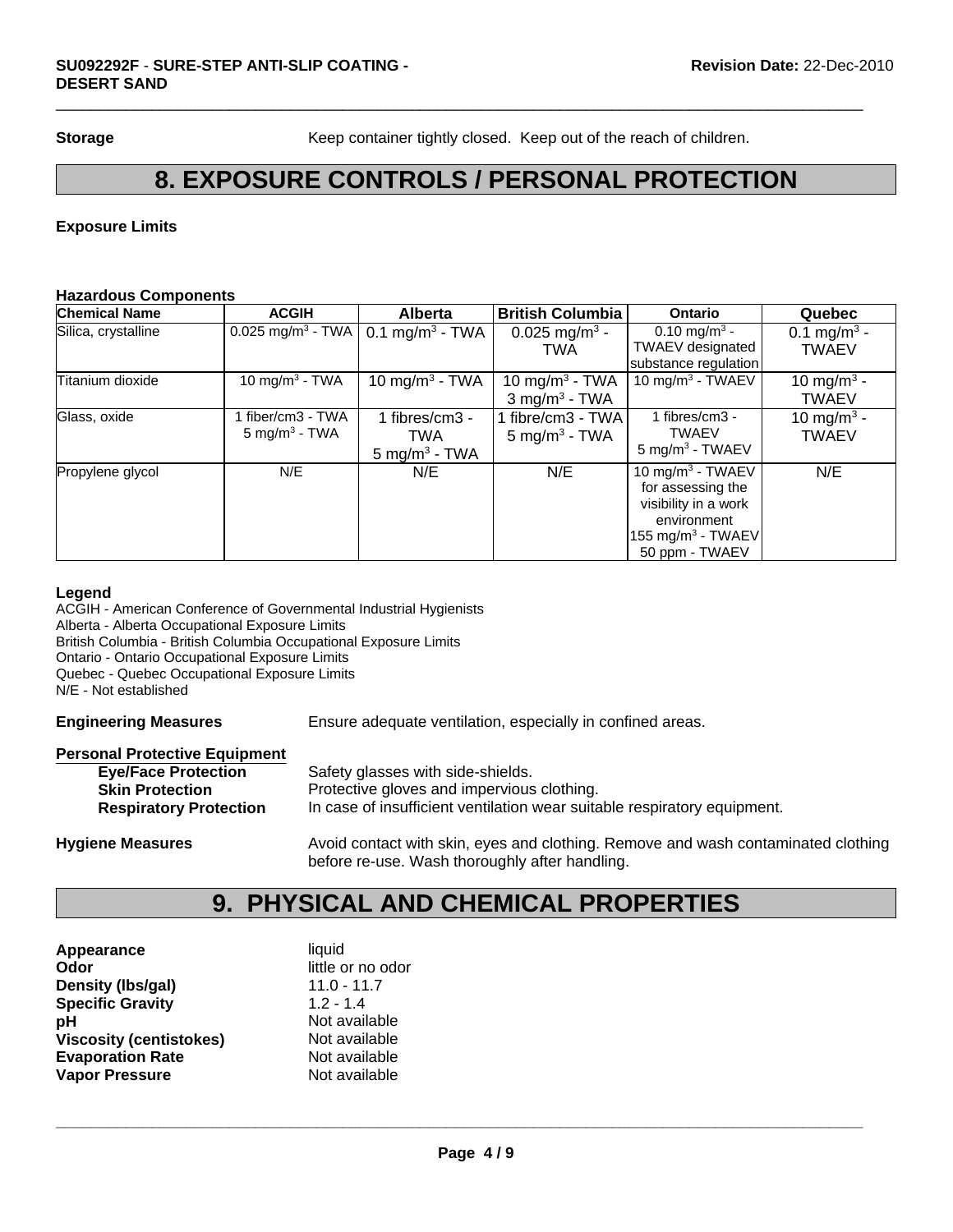**Storage** Keep container tightly closed. Keep out of the reach of children.

# 8. EXPOSURE CONTROLS / PERSONAL PROTECTION

**Exposure Limits**

**Hazardous Components**

| Chemical Name | ACGIH | Alberta | British Columbia | Ontario | Quebec |
|---|---|---|---|---|---|
| Silica, crystalline | 0.025 mg/m$^3$ - TWA | 0.1 mg/m$^3$ - TWA | 0.025 mg/m$^3$ - TWA | 0.10 mg/m$^3$ - TWAEV designated substance regulation | 0.1 mg/m$^3$ - TWAEV |
| Titanium dioxide | 10 mg/m$^3$ - TWA | 10 mg/m$^3$ - TWA | 10 mg/m$^3$ - TWA<br>3 mg/m$^3$ - TWA | 10 mg/m$^3$ - TWAEV | 10 mg/m$^3$ - TWAEV |
| Glass, oxide | 1 fiber/cm3 - TWA<br>5 mg/m$^3$ - TWA | 1 fibres/cm3 - TWA<br>5 mg/m$^3$ - TWA | 1 fibre/cm3 - TWA<br>5 mg/m$^3$ - TWA | 1 fibres/cm3 - TWAEV<br>5 mg/m$^3$ - TWAEV | 10 mg/m$^3$ - TWAEV |
| Propylene glycol | N/E | N/E | N/E | 10 mg/m$^3$ - TWAEV for assessing the visibility in a work environment<br>155 mg/m$^3$ - TWAEV<br>50 ppm - TWAEV | N/E |

**Legend**
ACGIH - American Conference of Governmental Industrial Hygienists
Alberta - Alberta Occupational Exposure Limits
British Columbia - British Columbia Occupational Exposure Limits
Ontario - Ontario Occupational Exposure Limits
Quebec - Quebec Occupational Exposure Limits
N/E - Not established

**Engineering Measures** Ensure adequate ventilation, especially in confined areas.

**Personal Protective Equipment**

- **Eye/Face Protection** Safety glasses with side-shields.
- **Skin Protection** Protective gloves and impervious clothing.
- **Respiratory Protection** In case of insufficient ventilation wear suitable respiratory equipment.

**Hygiene Measures** Avoid contact with skin, eyes and clothing. Remove and wash contaminated clothing before re-use. Wash thoroughly after handling.

# 9. PHYSICAL AND CHEMICAL PROPERTIES

**Appearance** liquid
**Odor** little or no odor
**Density (lbs/gal)** 11.0 - 11.7
**Specific Gravity** 1.2 - 1.4
**pH** Not available
**Viscosity (centistokes)** Not available
**Evaporation Rate** Not available
**Vapor Pressure** Not available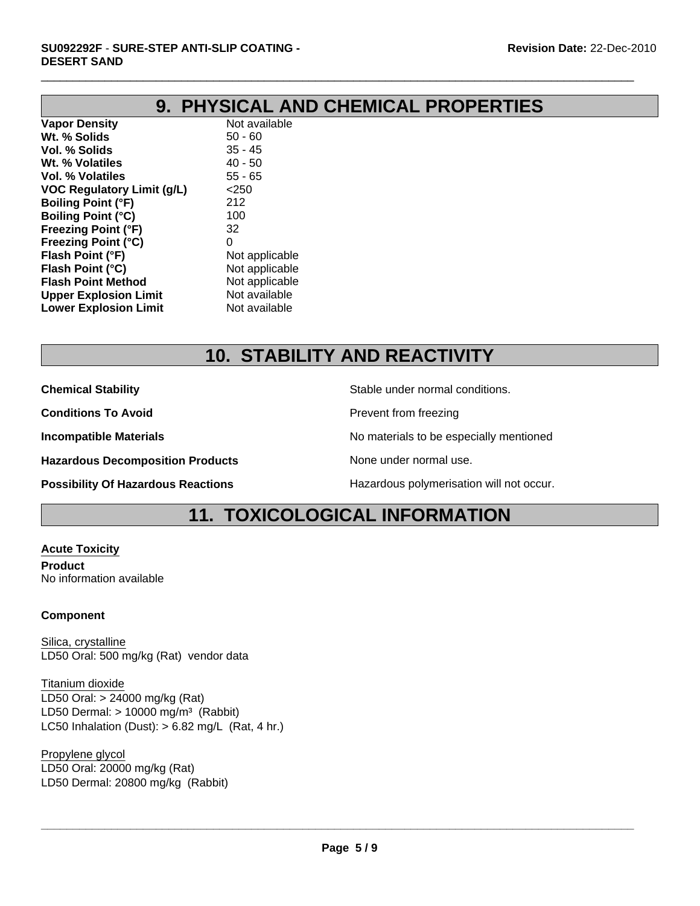## 9. PHYSICAL AND CHEMICAL PROPERTIES

| | |
|---|---|
| **Vapor Density** | Not available |
| **Wt. % Solids** | 50 - 60 |
| **Vol. % Solids** | 35 - 45 |
| **Wt. % Volatiles** | 40 - 50 |
| **Vol. % Volatiles** | 55 - 65 |
| **VOC Regulatory Limit (g/L)** | <250 |
| **Boiling Point (°F)** | 212 |
| **Boiling Point (°C)** | 100 |
| **Freezing Point (°F)** | 32 |
| **Freezing Point (°C)** | 0 |
| **Flash Point (°F)** | Not applicable |
| **Flash Point (°C)** | Not applicable |
| **Flash Point Method** | Not applicable |
| **Upper Explosion Limit** | Not available |
| **Lower Explosion Limit** | Not available |

## 10. STABILITY AND REACTIVITY

| | |
|---|---|
| **Chemical Stability** | Stable under normal conditions. |
| **Conditions To Avoid** | Prevent from freezing |
| **Incompatible Materials** | No materials to be especially mentioned |
| **Hazardous Decomposition Products** | None under normal use. |
| **Possibility Of Hazardous Reactions** | Hazardous polymerisation will not occur. |

## 11. TOXICOLOGICAL INFORMATION

**Acute Toxicity**

**Product**
No information available

**Component**

Silica, crystalline
LD50 Oral: 500 mg/kg (Rat) vendor data

Titanium dioxide
LD50 Oral: > 24000 mg/kg (Rat)
LD50 Dermal: > 10000 mg/m³ (Rabbit)
LC50 Inhalation (Dust): > 6.82 mg/L (Rat, 4 hr.)

Propylene glycol
LD50 Oral: 20000 mg/kg (Rat)
LD50 Dermal: 20800 mg/kg (Rabbit)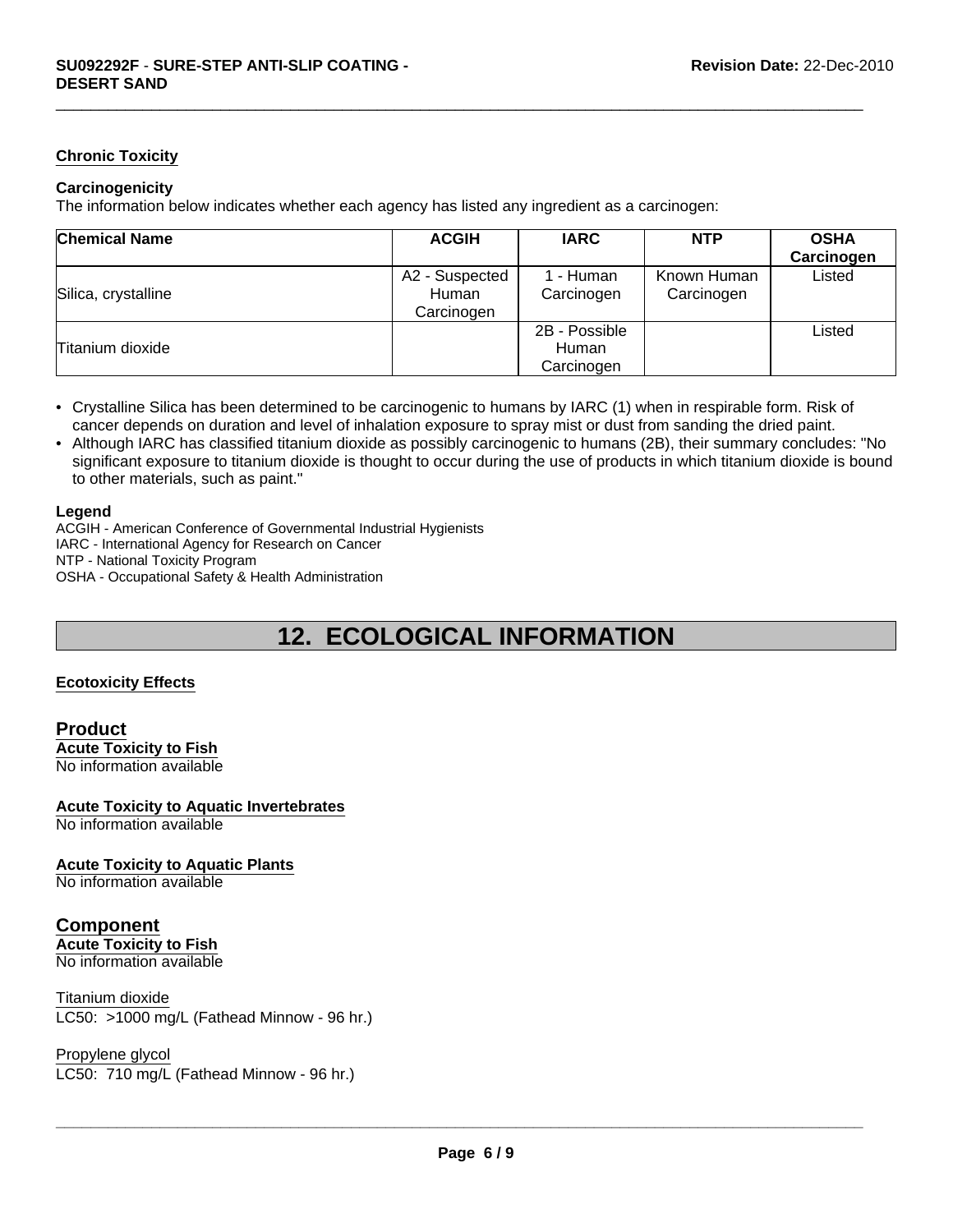### Chronic Toxicity

**Carcinogenicity**

The information below indicates whether each agency has listed any ingredient as a carcinogen:

| Chemical Name | ACGIH | IARC | NTP | OSHA Carcinogen |
|---|---|---|---|---|
| Silica, crystalline | A2 - Suspected Human Carcinogen | 1 - Human Carcinogen | Known Human Carcinogen | Listed |
| Titanium dioxide | | 2B - Possible Human Carcinogen | | Listed |

- Crystalline Silica has been determined to be carcinogenic to humans by IARC (1) when in respirable form. Risk of cancer depends on duration and level of inhalation exposure to spray mist or dust from sanding the dried paint.
- Although IARC has classified titanium dioxide as possibly carcinogenic to humans (2B), their summary concludes: "No significant exposure to titanium dioxide is thought to occur during the use of products in which titanium dioxide is bound to other materials, such as paint."

**Legend**

ACGIH - American Conference of Governmental Industrial Hygienists
IARC - International Agency for Research on Cancer
NTP - National Toxicity Program
OSHA - Occupational Safety & Health Administration

# 12. ECOLOGICAL INFORMATION

### Ecotoxicity Effects

## Product

**Acute Toxicity to Fish**
No information available

**Acute Toxicity to Aquatic Invertebrates**
No information available

**Acute Toxicity to Aquatic Plants**
No information available

## Component

**Acute Toxicity to Fish**
No information available

Titanium dioxide
LC50: >1000 mg/L (Fathead Minnow - 96 hr.)

Propylene glycol
LC50: 710 mg/L (Fathead Minnow - 96 hr.)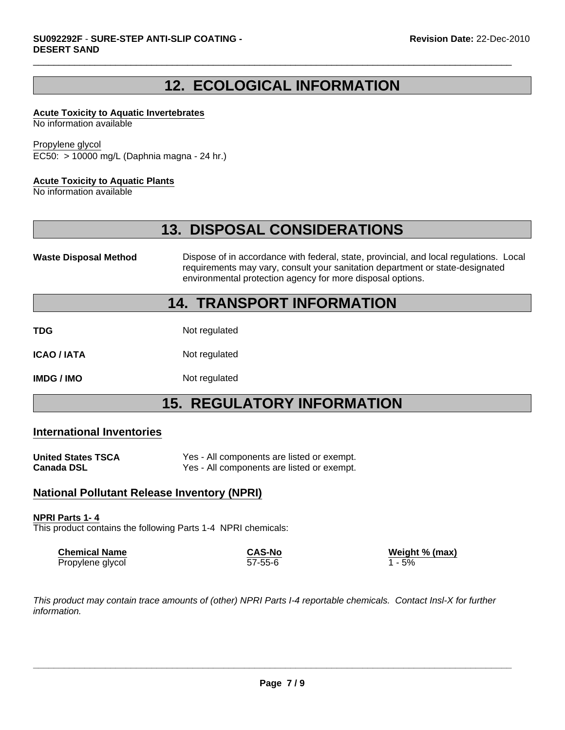## 12. ECOLOGICAL INFORMATION

**Acute Toxicity to Aquatic Invertebrates**
No information available

Propylene glycol
EC50: > 10000 mg/L (Daphnia magna - 24 hr.)

**Acute Toxicity to Aquatic Plants**
No information available

## 13. DISPOSAL CONSIDERATIONS

**Waste Disposal Method** Dispose of in accordance with federal, state, provincial, and local regulations. Local requirements may vary, consult your sanitation department or state-designated environmental protection agency for more disposal options.

## 14. TRANSPORT INFORMATION

**TDG** Not regulated

**ICAO / IATA** Not regulated

**IMDG / IMO** Not regulated

## 15. REGULATORY INFORMATION

### International Inventories

**United States TSCA** Yes - All components are listed or exempt.
**Canada DSL** Yes - All components are listed or exempt.

### National Pollutant Release Inventory (NPRI)

**NPRI Parts 1- 4**
This product contains the following Parts 1-4 NPRI chemicals:

| Chemical Name | CAS-No | Weight % (max) |
|---|---|---|
| Propylene glycol | 57-55-6 | 1 - 5% |

*This product may contain trace amounts of (other) NPRI Parts I-4 reportable chemicals. Contact Insl-X for further information.*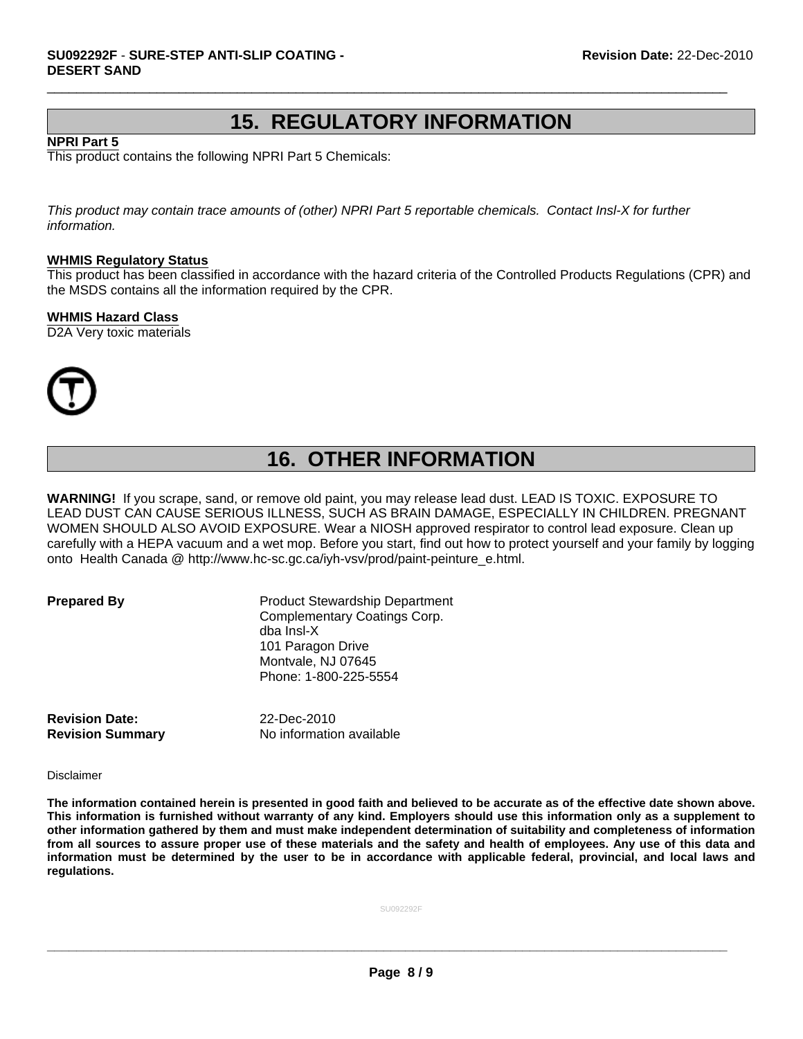# 15. REGULATORY INFORMATION

**NPRI Part 5**

This product contains the following NPRI Part 5 Chemicals:

*This product may contain trace amounts of (other) NPRI Part 5 reportable chemicals. Contact Insl-X for further information.*

**WHMIS Regulatory Status**

This product has been classified in accordance with the hazard criteria of the Controlled Products Regulations (CPR) and the MSDS contains all the information required by the CPR.

**WHMIS Hazard Class**

D2A Very toxic materials

# 16. OTHER INFORMATION

**WARNING!** If you scrape, sand, or remove old paint, you may release lead dust. LEAD IS TOXIC. EXPOSURE TO LEAD DUST CAN CAUSE SERIOUS ILLNESS, SUCH AS BRAIN DAMAGE, ESPECIALLY IN CHILDREN. PREGNANT WOMEN SHOULD ALSO AVOID EXPOSURE. Wear a NIOSH approved respirator to control lead exposure. Clean up carefully with a HEPA vacuum and a wet mop. Before you start, find out how to protect yourself and your family by logging onto Health Canada @ http://www.hc-sc.gc.ca/iyh-vsv/prod/paint-peinture_e.html.

**Prepared By**

Product Stewardship Department
Complementary Coatings Corp.
dba Insl-X
101 Paragon Drive
Montvale, NJ 07645
Phone: 1-800-225-5554

**Revision Date:** 22-Dec-2010

**Revision Summary** No information available

Disclaimer

**The information contained herein is presented in good faith and believed to be accurate as of the effective date shown above. This information is furnished without warranty of any kind. Employers should use this information only as a supplement to other information gathered by them and must make independent determination of suitability and completeness of information from all sources to assure proper use of these materials and the safety and health of employees. Any use of this data and information must be determined by the user to be in accordance with applicable federal, provincial, and local laws and regulations.**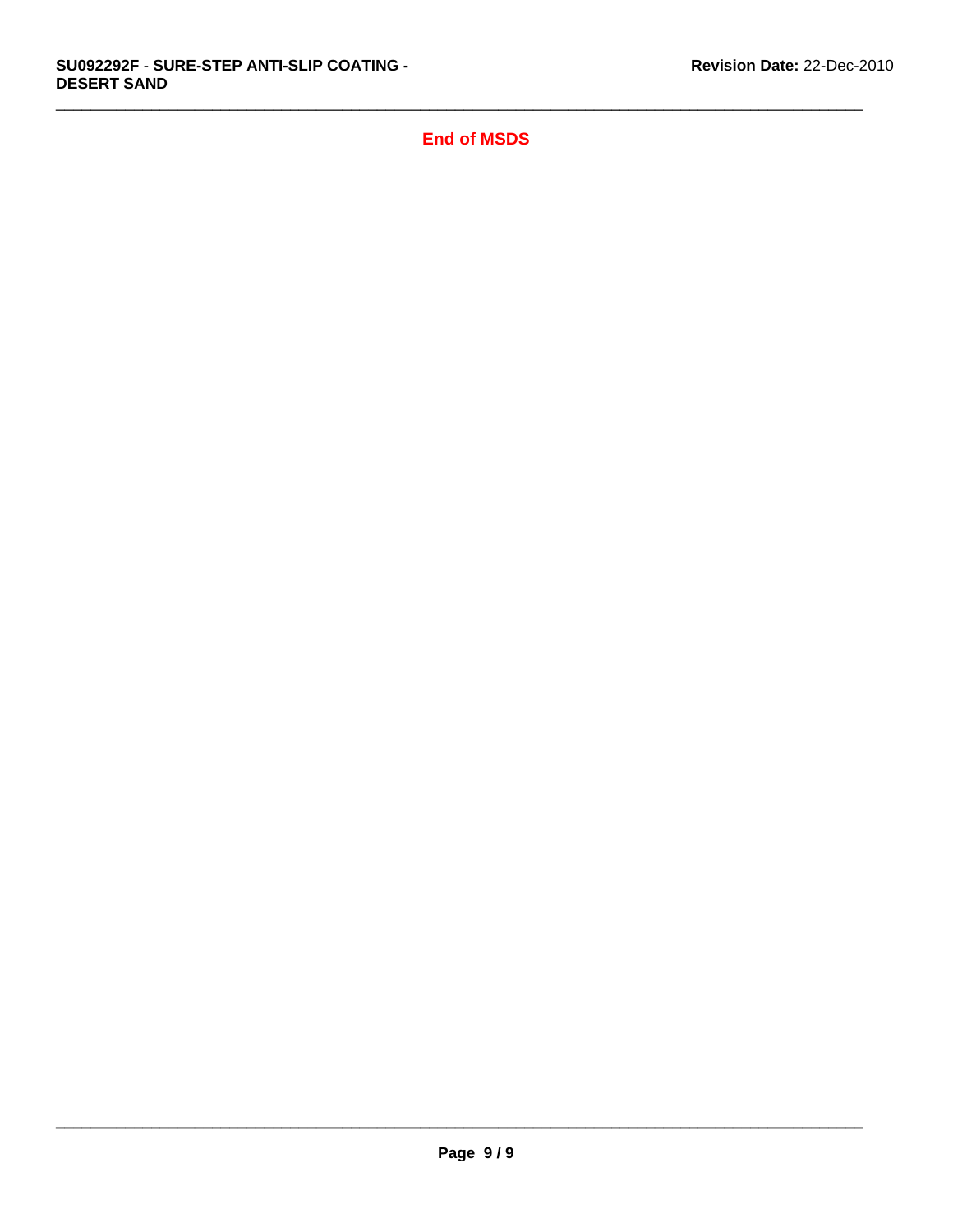**End of MSDS**